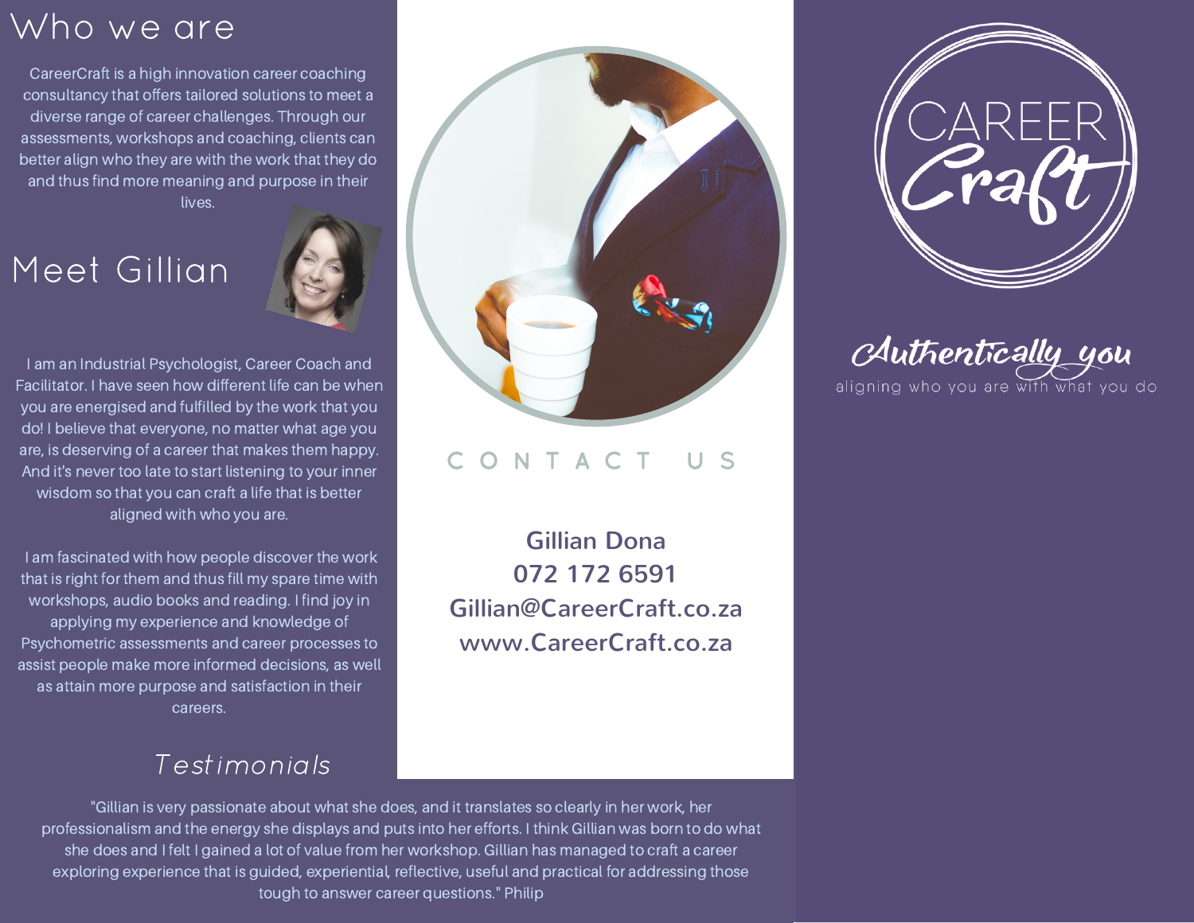## Who we are

CareerCraft is a high innovation career coaching consultancy that offers tailored solutions to meet a diverse range of career challenges. Through our assessments, workshops and coaching, clients can better align who they are with the work that they do and thus find more meaning and purpose in their lives.

## Meet Gillian

I am an Industrial Psychologist, Career Coach and Facilitator. I have seen how different life can be when you are energised and fulfilled by the work that you do! I believe that everyone, no matter what age you are, is deserving of a career that makes them happy. And it's never too late to start listening to your inner wisdom so that you can craft a life that is better aligned with who you are.

I am fascinated with how people discover the work that is right for them and thus fill my spare time with workshops, audio books and reading. I find joy in applying my experience and knowledge of Psychometric assessments and career processes to assist people make more informed decisions, as well as attain more purpose and satisfaction in their careers.

## Testimonials

"Gillian is very passionate about what she does, and it translates so clearly in her work, her professionalism and the energy she displays and puts into her efforts. I think Gillian was born to do what she does and I felt I gained a lot of value from her workshop. Gillian has managed to craft a career exploring experience that is guided, experiential, reflective, useful and practical for addressing those tough to answer career questions." Philip

## CONTACT US

**Gillian Dona**
**072 172 6591**
**Gillian@CareerCraft.co.za**
**www.CareerCraft.co.za**

# CAREER Craft

*Authentically you*

aligning who you are with what you do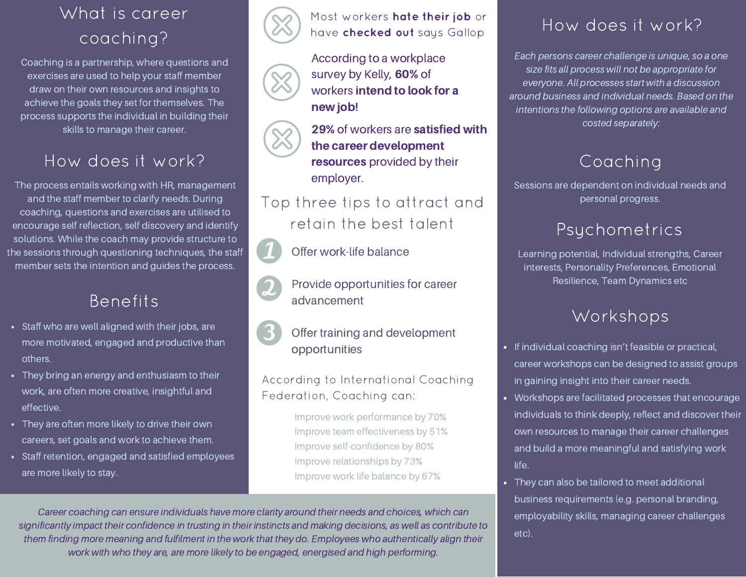## What is career coaching?

Coaching is a partnership, where questions and exercises are used to help your staff member draw on their own resources and insights to achieve the goals they set for themselves. The process supports the individual in building their skills to manage their career.

## How does it work?

The process entails working with HR, management and the staff member to clarify needs. During coaching, questions and exercises are utilised to encourage self reflection, self discovery and identify solutions. While the coach may provide structure to the sessions through questioning techniques, the staff member sets the intention and guides the process.

## Benefits

- Staff who are well aligned with their jobs, are more motivated, engaged and productive than others.
- They bring an energy and enthusiasm to their work, are often more creative, insightful and effective.
- They are often more likely to drive their own careers, set goals and work to achieve them.
- Staff retention, engaged and satisfied employees are more likely to stay.

Most workers **hate their job** or have **checked out** says Gallop

According to a workplace survey by Kelly, **60%** of workers **intend to look for a new job!**

**29%** of workers are **satisfied with the career development resources** provided by their employer.

## Top three tips to attract and retain the best talent

1. Offer work-life balance
2. Provide opportunities for career advancement
3. Offer training and development opportunities

According to International Coaching Federation, Coaching can:

- Improve work performance by 70%
- Improve team effectiveness by 51%
- Improve self-confidence by 80%
- Improve relationships by 73%
- Improve work life balance by 67%

## How does it work?

*Each persons career challenge is unique, so a one size fits all process will not be appropriate for everyone. All processes start with a discussion around business and individual needs. Based on the intentions the following options are available and costed separately:*

### Coaching

Sessions are dependent on individual needs and personal progress.

### Psychometrics

Learning potential, Individual strengths, Career interests, Personality Preferences, Emotional Resilience, Team Dynamics etc

### Workshops

- If individual coaching isn't feasible or practical, career workshops can be designed to assist groups in gaining insight into their career needs.
- Workshops are facilitated processes that encourage individuals to think deeply, reflect and discover their own resources to manage their career challenges and build a more meaningful and satisfying work life.
- They can also be tailored to meet additional business requirements (e.g. personal branding, employability skills, managing career challenges etc).

*Career coaching can ensure individuals have more clarity around their needs and choices, which can significantly impact their confidence in trusting in their instincts and making decisions, as well as contribute to them finding more meaning and fulfilment in the work that they do. Employees who authentically align their work with who they are, are more likely to be engaged, energised and high performing.*